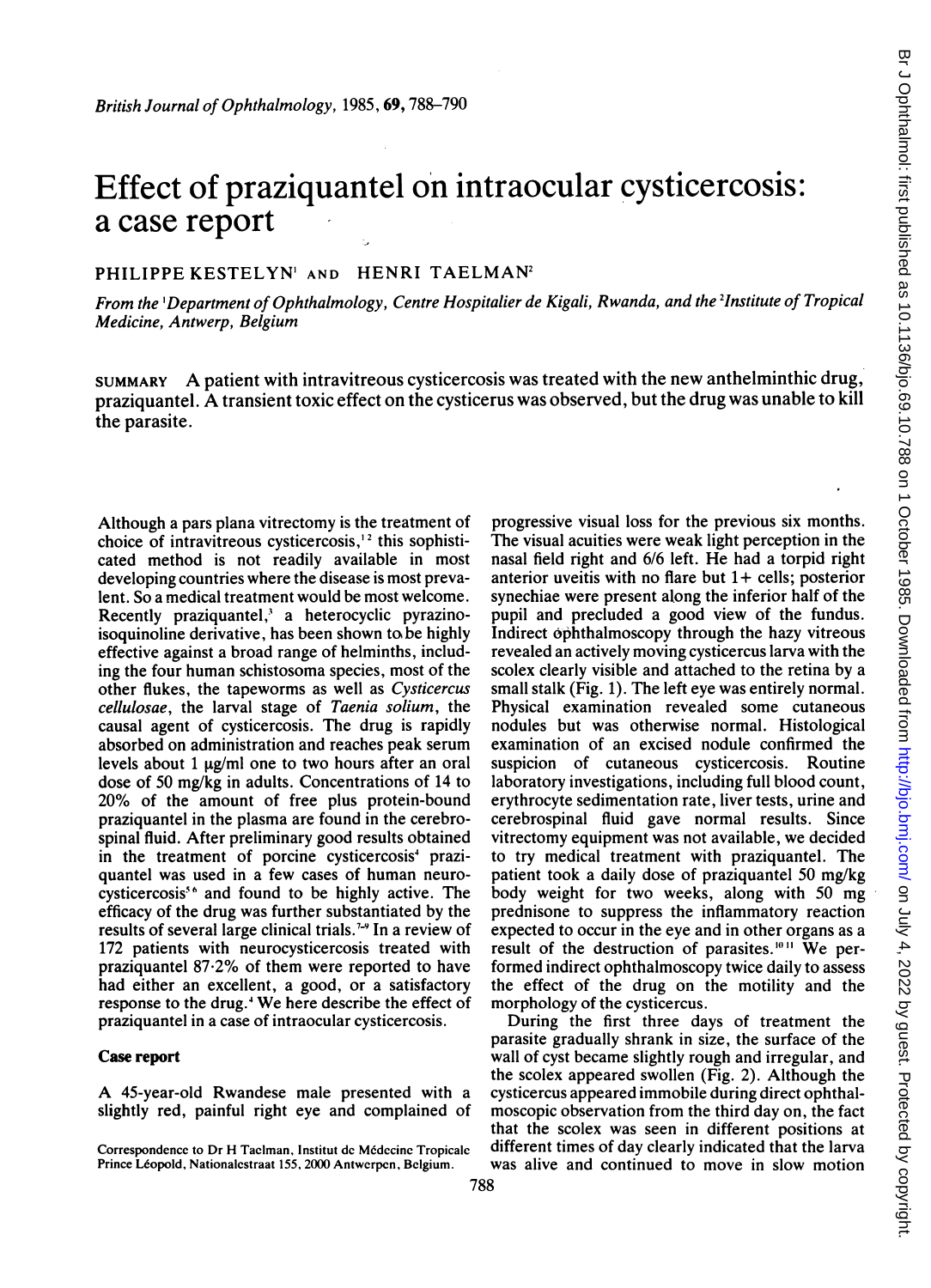# Effect of praziquantel on intraocular cysticercosis: a case report

PHILIPPE KESTELYN[1] AND HENRI TAELMAN[2]

*From the [1]Department of Ophthalmology, Centre Hospitalier de Kigali, Rwanda, and the [2]Institute of Tropical Medicine, Antwerp, Belgium*

SUMMARY A patient with intravitreous cysticercosis was treated with the new anthelminthic drug, praziquantel. A transient toxic effect on the cysticerus was observed, but the drug was unable to kill the parasite.

Although a pars plana vitrectomy is the treatment of choice of intravitreous cysticercosis,[1,2] this sophisticated method is not readily available in most developing countries where the disease is most prevalent. So a medical treatment would be most welcome. Recently praziquantel,[3] a heterocyclic pyrazino-isoquinoline derivative, has been shown to be highly effective against a broad range of helminths, including the four human schistosoma species, most of the other flukes, the tapeworms as well as *Cysticercus cellulosae*, the larval stage of *Taenia solium*, the causal agent of cysticercosis. The drug is rapidly absorbed on administration and reaches peak serum levels about 1 µg/ml one to two hours after an oral dose of 50 mg/kg in adults. Concentrations of 14 to 20% of the amount of free plus protein-bound praziquantel in the plasma are found in the cerebrospinal fluid. After preliminary good results obtained in the treatment of porcine cysticercosis[4] praziquantel was used in a few cases of human neurocysticercosis[5,6] and found to be highly active. The efficacy of the drug was further substantiated by the results of several large clinical trials.[7-9] In a review of 172 patients with neurocysticercosis treated with praziquantel 87·2% of them were reported to have had either an excellent, a good, or a satisfactory response to the drug.[4] We here describe the effect of praziquantel in a case of intraocular cysticercosis.

## Case report

A 45-year-old Rwandese male presented with a slightly red, painful right eye and complained of progressive visual loss for the previous six months. The visual acuities were weak light perception in the nasal field right and 6/6 left. He had a torpid right anterior uveitis with no flare but 1+ cells; posterior synechiae were present along the inferior half of the pupil and precluded a good view of the fundus. Indirect ophthalmoscopy through the hazy vitreous revealed an actively moving cysticercus larva with the scolex clearly visible and attached to the retina by a small stalk (Fig. 1). The left eye was entirely normal. Physical examination revealed some cutaneous nodules but was otherwise normal. Histological examination of an excised nodule confirmed the suspicion of cutaneous cysticercosis. Routine laboratory investigations, including full blood count, erythrocyte sedimentation rate, liver tests, urine and cerebrospinal fluid gave normal results. Since vitrectomy equipment was not available, we decided to try medical treatment with praziquantel. The patient took a daily dose of praziquantel 50 mg/kg body weight for two weeks, along with 50 mg prednisone to suppress the inflammatory reaction expected to occur in the eye and in other organs as a result of the destruction of parasites.[10,11] We performed indirect ophthalmoscopy twice daily to assess the effect of the drug on the motility and the morphology of the cysticercus.

During the first three days of treatment the parasite gradually shrank in size, the surface of the wall of cyst became slightly rough and irregular, and the scolex appeared swollen (Fig. 2). Although the cysticercus appeared immobile during direct ophthalmoscopic observation from the third day on, the fact that the scolex was seen in different positions at different times of day clearly indicated that the larva was alive and continued to move in slow motion

Correspondence to Dr H Taelman, Institut de Médecine Tropicale Prince Léopold, Nationalestraat 155, 2000 Antwerpen, Belgium.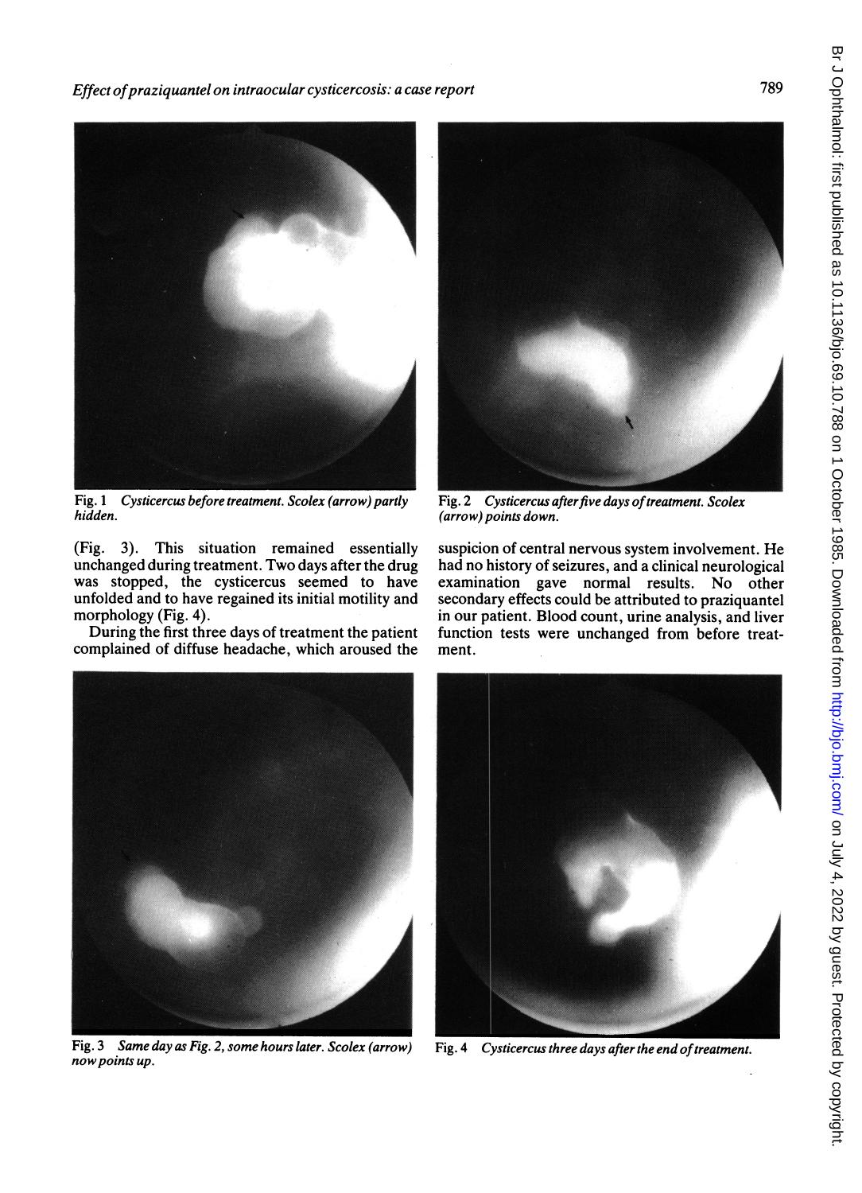Fig. 1 *Cysticercus before treatment. Scolex (arrow) partly hidden.*

Fig. 2 *Cysticercus after five days of treatment. Scolex (arrow) points down.*

(Fig. 3). This situation remained essentially unchanged during treatment. Two days after the drug was stopped, the cysticercus seemed to have unfolded and to have regained its initial motility and morphology (Fig. 4).

During the first three days of treatment the patient complained of diffuse headache, which aroused the suspicion of central nervous system involvement. He had no history of seizures, and a clinical neurological examination gave normal results. No other secondary effects could be attributed to praziquantel in our patient. Blood count, urine analysis, and liver function tests were unchanged from before treatment.

Fig. 3 *Same day as Fig. 2, some hours later. Scolex (arrow) now points up.*

Fig. 4 *Cysticercus three days after the end of treatment.*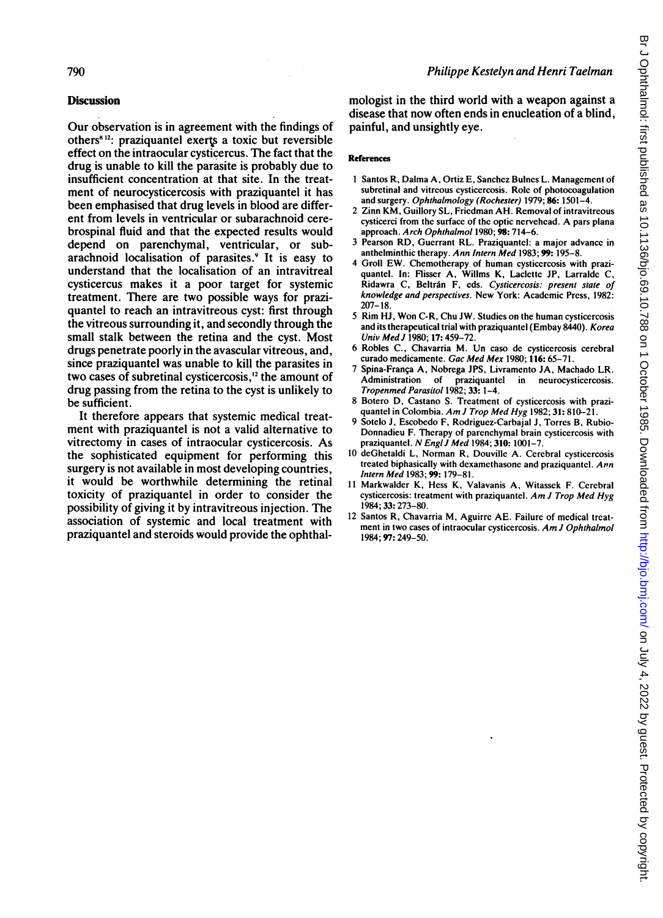## Discussion

Our observation is in agreement with the findings of others[8 12]: praziquantel exerts a toxic but reversible effect on the intraocular cysticercus. The fact that the drug is unable to kill the parasite is probably due to insufficient concentration at that site. In the treatment of neurocysticercosis with praziquantel it has been emphasised that drug levels in blood are different from levels in ventricular or subarachnoid cerebrospinal fluid and that the expected results would depend on parenchymal, ventricular, or subarachnoid localisation of parasites.[9] It is easy to understand that the localisation of an intravitreal cysticercus makes it a poor target for systemic treatment. There are two possible ways for praziquantel to reach an intravitreous cyst: first through the vitreous surrounding it, and secondly through the small stalk between the retina and the cyst. Most drugs penetrate poorly in the avascular vitreous, and, since praziquantel was unable to kill the parasites in two cases of subretinal cysticercosis,[12] the amount of drug passing from the retina to the cyst is unlikely to be sufficient.

It therefore appears that systemic medical treatment with praziquantel is not a valid alternative to vitrectomy in cases of intraocular cysticercosis. As the sophisticated equipment for performing this surgery is not available in most developing countries, it would be worthwhile determining the retinal toxicity of praziquantel in order to consider the possibility of giving it by intravitreous injection. The association of systemic and local treatment with praziquantel and steroids would provide the ophthalmologist in the third world with a weapon against a disease that now often ends in enucleation of a blind, painful, and unsightly eye.

### References

1. Santos R, Dalma A, Ortiz E, Sanchez Bulnes L. Management of subretinal and vitreous cysticercosis. Role of photocoagulation and surgery. *Ophthalmology (Rochester)* 1979; **86:** 1501–4.
2. Zinn KM, Guillory SL, Friedman AH. Removal of intravitreous cysticerci from the surface of the optic nervehead. A pars plana approach. *Arch Ophthalmol* 1980; **98:** 714–6.
3. Pearson RD, Guerrant RL. Praziquantel: a major advance in anthelminthic therapy. *Ann Intern Med* 1983; **99:** 195–8.
4. Groll EW. Chemotherapy of human cysticercosis with praziquantel. In: Flisser A, Willms K, Laclette JP, Larralde C, Ridawra C, Beltrán F, eds. *Cysticercosis: present state of knowledge and perspectives.* New York: Academic Press, 1982: 207–18.
5. Rim HJ, Won C-R, Chu JW. Studies on the human cysticercosis and its therapeutical trial with praziquantel (Embay 8440). *Korea Univ Med J* 1980; **17:** 459–72.
6. Robles C., Chavarria M. Un caso de cysticercosis cerebral curado medicamente. *Gac Med Mex* 1980; **116:** 65–71.
7. Spina-França A, Nobrega JPS, Livramento JA, Machado LR. Administration of praziquantel in neurocysticercosis. *Tropenmed Parasitol* 1982; **33:** 1–4.
8. Botero D, Castano S. Treatment of cysticercosis with praziquantel in Colombia. *Am J Trop Med Hyg* 1982; **31:** 810–21.
9. Sotelo J, Escobedo F, Rodriguez-Carbajal J, Torres B, Rubio-Donnadieu F. Therapy of parenchymal brain cysticercosis with praziquantel. *N Engl J Med* 1984; **310:** 1001–7.
10. deGhetaldi L, Norman R, Douville A. Cerebral cysticercosis treated biphasically with dexamethasone and praziquantel. *Ann Intern Med* 1983; **99:** 179–81.
11. Markwalder K, Hess K, Valavanis A, Witassek F. Cerebral cysticercosis: treatment with praziquantel. *Am J Trop Med Hyg* 1984; **33:** 273–80.
12. Santos R, Chavarria M, Aguirre AE. Failure of medical treatment in two cases of intraocular cysticercosis. *Am J Ophthalmol* 1984; **97:** 249–50.